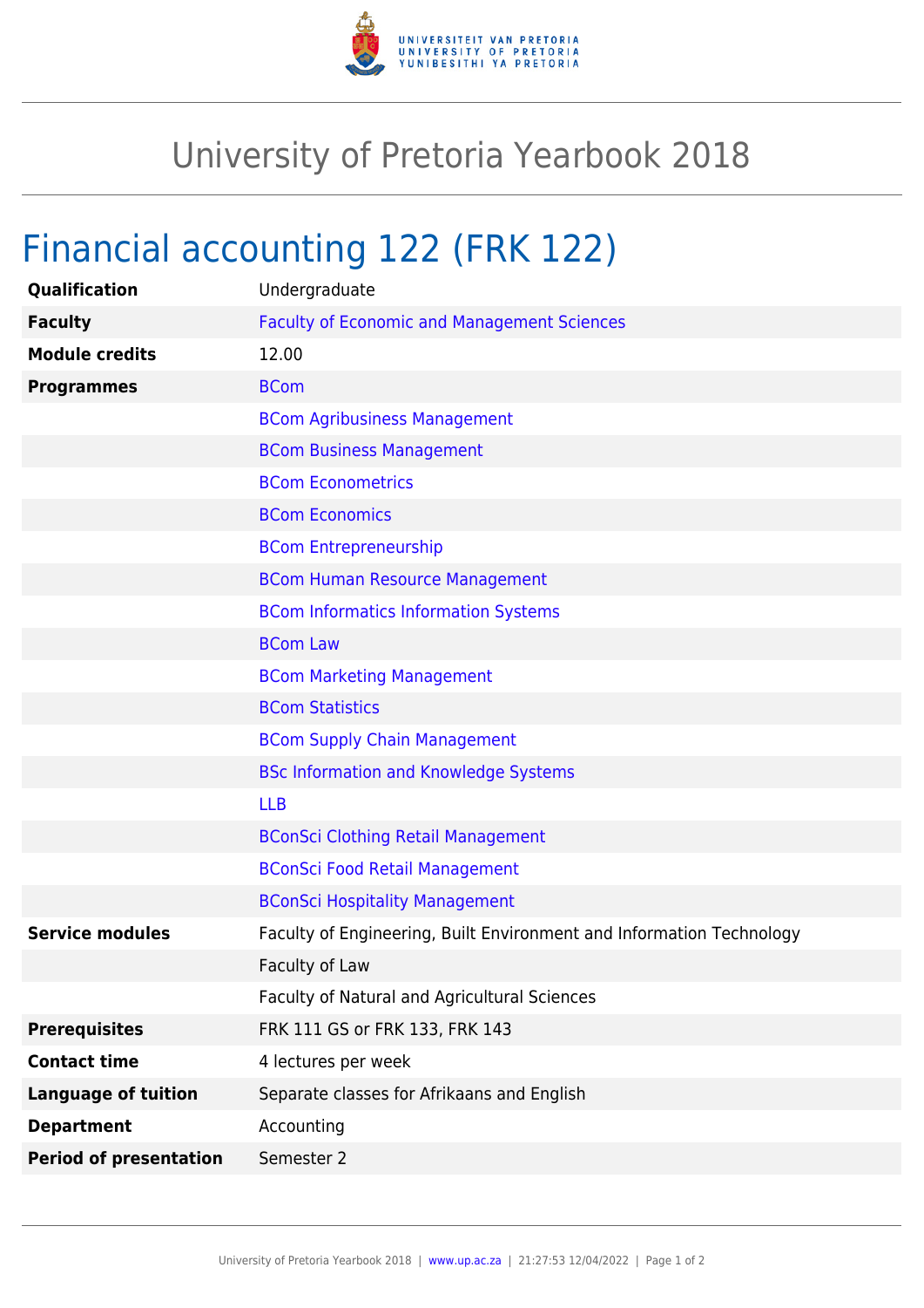# University of Pretoria Yearbook 2018

## Financial accounting 122 (FRK 122)

| | |
|---|---|
| **Qualification** | Undergraduate |
| **Faculty** | Faculty of Economic and Management Sciences |
| **Module credits** | 12.00 |
| **Programmes** | BCom |
| | BCom Agribusiness Management |
| | BCom Business Management |
| | BCom Econometrics |
| | BCom Economics |
| | BCom Entrepreneurship |
| | BCom Human Resource Management |
| | BCom Informatics Information Systems |
| | BCom Law |
| | BCom Marketing Management |
| | BCom Statistics |
| | BCom Supply Chain Management |
| | BSc Information and Knowledge Systems |
| | LLB |
| | BConSci Clothing Retail Management |
| | BConSci Food Retail Management |
| | BConSci Hospitality Management |
| **Service modules** | Faculty of Engineering, Built Environment and Information Technology |
| | Faculty of Law |
| | Faculty of Natural and Agricultural Sciences |
| **Prerequisites** | FRK 111 GS or FRK 133, FRK 143 |
| **Contact time** | 4 lectures per week |
| **Language of tuition** | Separate classes for Afrikaans and English |
| **Department** | Accounting |
| **Period of presentation** | Semester 2 |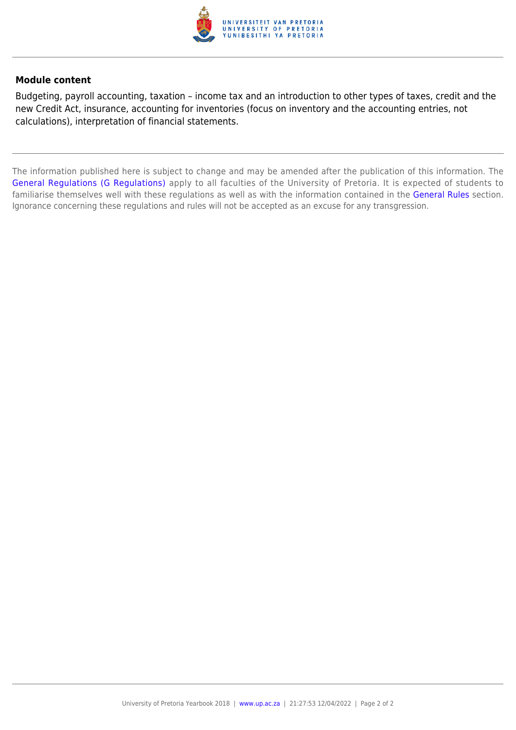### Module content

Budgeting, payroll accounting, taxation – income tax and an introduction to other types of taxes, credit and the new Credit Act, insurance, accounting for inventories (focus on inventory and the accounting entries, not calculations), interpretation of financial statements.

---

The information published here is subject to change and may be amended after the publication of this information. The General Regulations (G Regulations) apply to all faculties of the University of Pretoria. It is expected of students to familiarise themselves well with these regulations as well as with the information contained in the General Rules section. Ignorance concerning these regulations and rules will not be accepted as an excuse for any transgression.